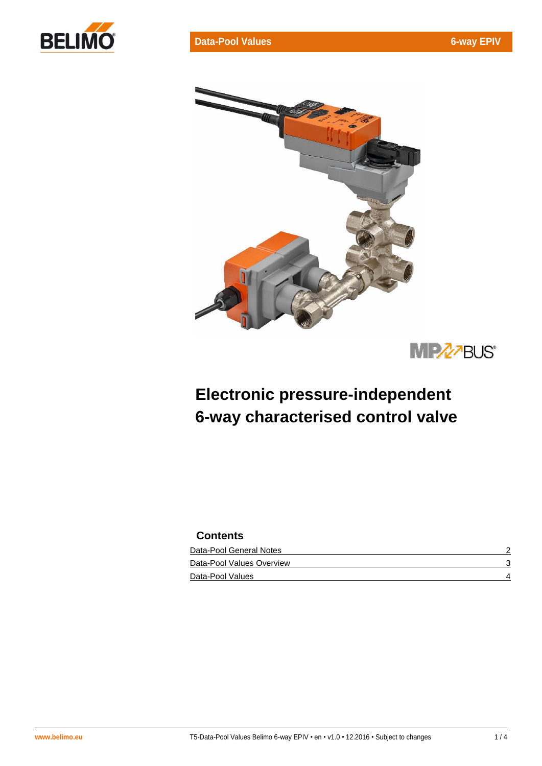Data-Pool Values — 6-way EPIV

# Electronic pressure-independent 6-way characterised control valve

## Contents

| | |
|---|---|
| Data-Pool General Notes | 2 |
| Data-Pool Values Overview | 3 |
| Data-Pool Values | 4 |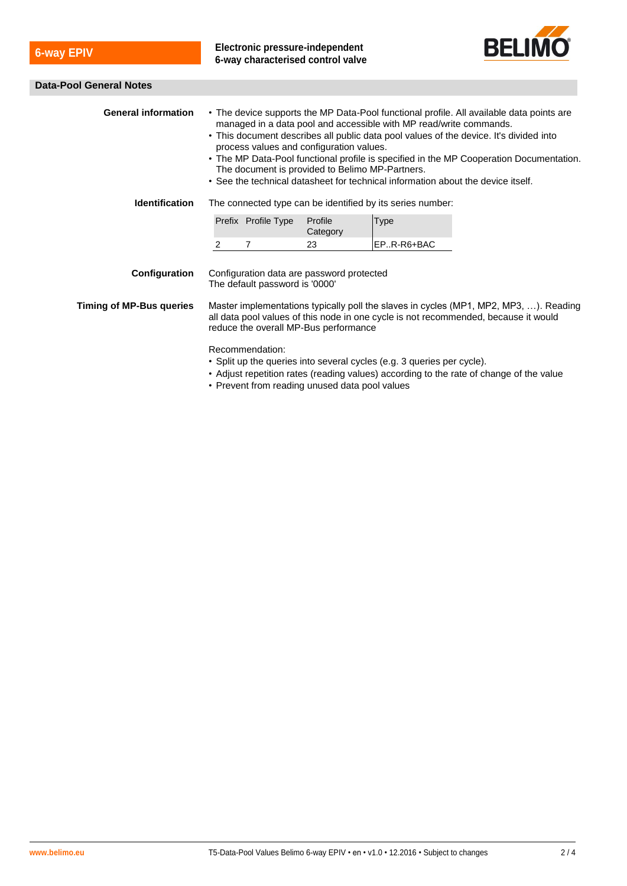## Data-Pool General Notes

**General information**

- The device supports the MP Data-Pool functional profile. All available data points are managed in a data pool and accessible with MP read/write commands.
- This document describes all public data pool values of the device. It's divided into process values and configuration values.
- The MP Data-Pool functional profile is specified in the MP Cooperation Documentation. The document is provided to Belimo MP-Partners.
- See the technical datasheet for technical information about the device itself.

**Identification**

The connected type can be identified by its series number:

| Prefix | Profile Type | Profile Category | Type |
|---|---|---|---|
| 2 | 7 | 23 | EP..R-R6+BAC |

**Configuration**

Configuration data are password protected
The default password is '0000'

**Timing of MP-Bus queries**

Master implementations typically poll the slaves in cycles (MP1, MP2, MP3, …). Reading all data pool values of this node in one cycle is not recommended, because it would reduce the overall MP-Bus performance

Recommendation:

- Split up the queries into several cycles (e.g. 3 queries per cycle).
- Adjust repetition rates (reading values) according to the rate of change of the value
- Prevent from reading unused data pool values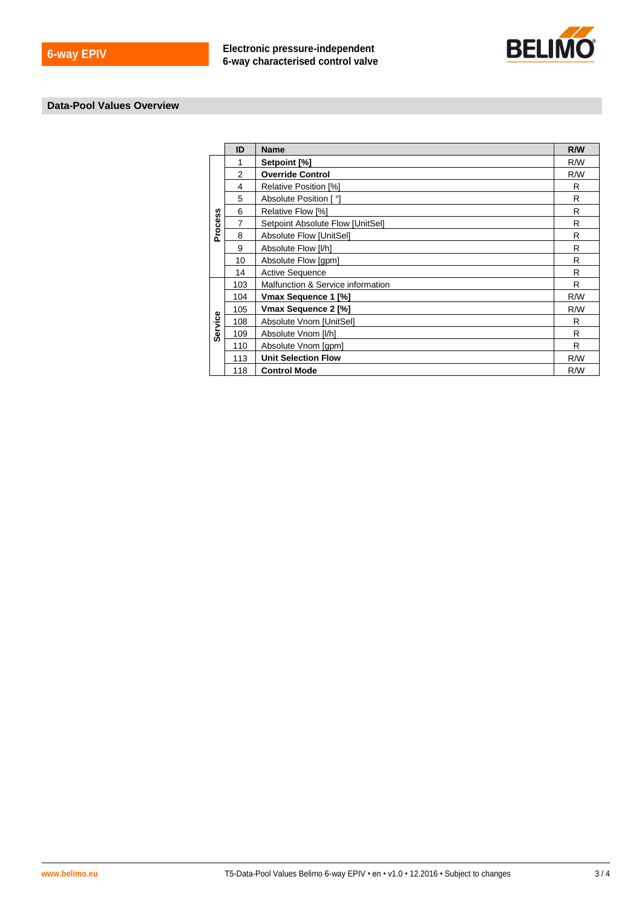## Data-Pool Values Overview

| | ID | Name | R/W |
|---|---|---|---|
| Process | 1 | **Setpoint [%]** | R/W |
| | 2 | **Override Control** | R/W |
| | 4 | Relative Position [%] | R |
| | 5 | Absolute Position [ °] | R |
| | 6 | Relative Flow [%] | R |
| | 7 | Setpoint Absolute Flow [UnitSel] | R |
| | 8 | Absolute Flow [UnitSel] | R |
| | 9 | Absolute Flow [l/h] | R |
| | 10 | Absolute Flow [gpm] | R |
| | 14 | Active Sequence | R |
| Service | 103 | Malfunction & Service information | R |
| | 104 | **Vmax Sequence 1 [%]** | R/W |
| | 105 | **Vmax Sequence 2 [%]** | R/W |
| | 108 | Absolute Vnom [UnitSel] | R |
| | 109 | Absolute Vnom [l/h] | R |
| | 110 | Absolute Vnom [gpm] | R |
| | 113 | **Unit Selection Flow** | R/W |
| | 118 | **Control Mode** | R/W |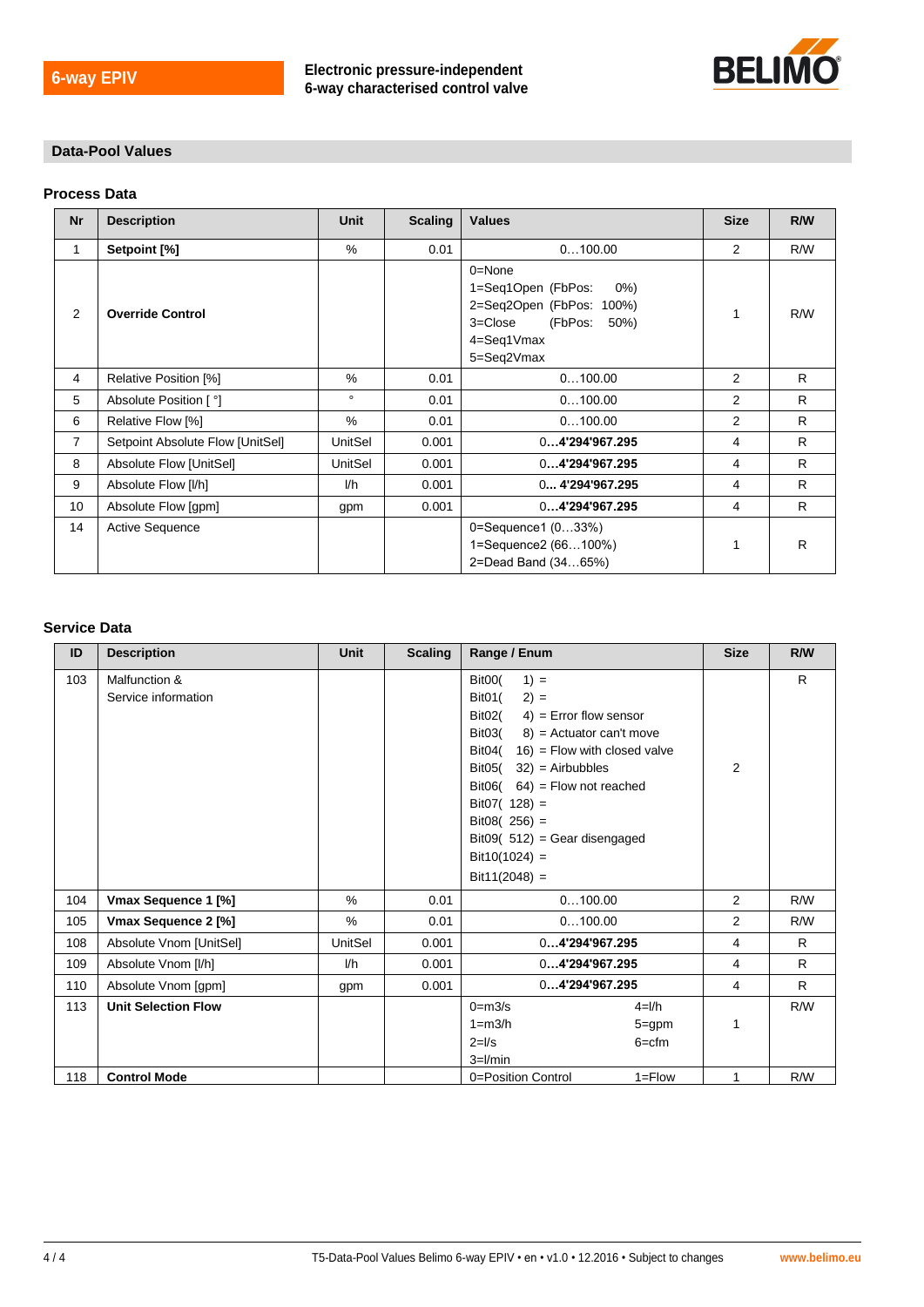## Data-Pool Values

### Process Data

| Nr | Description | Unit | Scaling | Values | Size | R/W |
|---|---|---|---|---|---|---|
| 1 | **Setpoint [%]** | % | 0.01 | 0…100.00 | 2 | R/W |
| 2 | **Override Control** | | | 0=None<br>1=Seq1Open (FbPos: 0%)<br>2=Seq2Open (FbPos: 100%)<br>3=Close (FbPos: 50%)<br>4=Seq1Vmax<br>5=Seq2Vmax | 1 | R/W |
| 4 | Relative Position [%] | % | 0.01 | 0…100.00 | 2 | R |
| 5 | Absolute Position [ °] | ° | 0.01 | 0…100.00 | 2 | R |
| 6 | Relative Flow [%] | % | 0.01 | 0…100.00 | 2 | R |
| 7 | Setpoint Absolute Flow [UnitSel] | UnitSel | 0.001 | **0…4'294'967.295** | 4 | R |
| 8 | Absolute Flow [UnitSel] | UnitSel | 0.001 | **0…4'294'967.295** | 4 | R |
| 9 | Absolute Flow [l/h] | l/h | 0.001 | **0… 4'294'967.295** | 4 | R |
| 10 | Absolute Flow [gpm] | gpm | 0.001 | **0…4'294'967.295** | 4 | R |
| 14 | Active Sequence | | | 0=Sequence1 (0…33%)<br>1=Sequence2 (66…100%)<br>2=Dead Band (34…65%) | 1 | R |

### Service Data

| ID | Description | Unit | Scaling | Range / Enum | Size | R/W |
|---|---|---|---|---|---|---|
| 103 | Malfunction &<br>Service information | | | Bit00( 1) =<br>Bit01( 2) =<br>Bit02( 4) = Error flow sensor<br>Bit03( 8) = Actuator can't move<br>Bit04( 16) = Flow with closed valve<br>Bit05( 32) = Airbubbles<br>Bit06( 64) = Flow not reached<br>Bit07( 128) =<br>Bit08( 256) =<br>Bit09( 512) = Gear disengaged<br>Bit10(1024) =<br>Bit11(2048) = | 2 | R |
| 104 | **Vmax Sequence 1 [%]** | % | 0.01 | 0…100.00 | 2 | R/W |
| 105 | **Vmax Sequence 2 [%]** | % | 0.01 | 0…100.00 | 2 | R/W |
| 108 | Absolute Vnom [UnitSel] | UnitSel | 0.001 | **0…4'294'967.295** | 4 | R |
| 109 | Absolute Vnom [l/h] | l/h | 0.001 | **0…4'294'967.295** | 4 | R |
| 110 | Absolute Vnom [gpm] | gpm | 0.001 | **0…4'294'967.295** | 4 | R |
| 113 | **Unit Selection Flow** | | | 0=m3/s 4=l/h<br>1=m3/h 5=gpm<br>2=l/s 6=cfm<br>3=l/min | 1 | R/W |
| 118 | **Control Mode** | | | 0=Position Control 1=Flow | 1 | R/W |